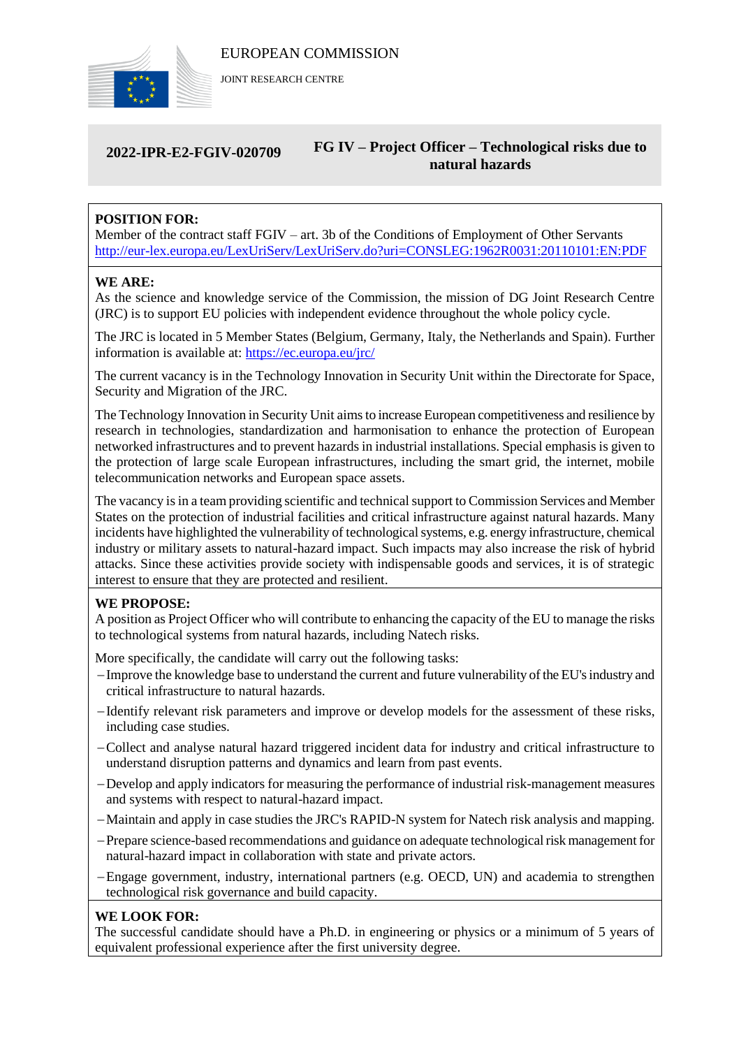EUROPEAN COMMISSION

JOINT RESEARCH CENTRE

**2022-IPR-E2-FGIV-020709** **FG IV – Project Officer – Technological risks due to natural hazards**

**POSITION FOR:**
Member of the contract staff FGIV – art. 3b of the Conditions of Employment of Other Servants
http://eur-lex.europa.eu/LexUriServ/LexUriServ.do?uri=CONSLEG:1962R0031:20110101:EN:PDF

**WE ARE:**
As the science and knowledge service of the Commission, the mission of DG Joint Research Centre (JRC) is to support EU policies with independent evidence throughout the whole policy cycle.

The JRC is located in 5 Member States (Belgium, Germany, Italy, the Netherlands and Spain). Further information is available at: https://ec.europa.eu/jrc/

The current vacancy is in the Technology Innovation in Security Unit within the Directorate for Space, Security and Migration of the JRC.

The Technology Innovation in Security Unit aims to increase European competitiveness and resilience by research in technologies, standardization and harmonisation to enhance the protection of European networked infrastructures and to prevent hazards in industrial installations. Special emphasis is given to the protection of large scale European infrastructures, including the smart grid, the internet, mobile telecommunication networks and European space assets.

The vacancy is in a team providing scientific and technical support to Commission Services and Member States on the protection of industrial facilities and critical infrastructure against natural hazards. Many incidents have highlighted the vulnerability of technological systems, e.g. energy infrastructure, chemical industry or military assets to natural-hazard impact. Such impacts may also increase the risk of hybrid attacks. Since these activities provide society with indispensable goods and services, it is of strategic interest to ensure that they are protected and resilient.

**WE PROPOSE:**
A position as Project Officer who will contribute to enhancing the capacity of the EU to manage the risks to technological systems from natural hazards, including Natech risks.

More specifically, the candidate will carry out the following tasks:

- Improve the knowledge base to understand the current and future vulnerability of the EU's industry and critical infrastructure to natural hazards.
- Identify relevant risk parameters and improve or develop models for the assessment of these risks, including case studies.
- Collect and analyse natural hazard triggered incident data for industry and critical infrastructure to understand disruption patterns and dynamics and learn from past events.
- Develop and apply indicators for measuring the performance of industrial risk-management measures and systems with respect to natural-hazard impact.
- Maintain and apply in case studies the JRC's RAPID-N system for Natech risk analysis and mapping.
- Prepare science-based recommendations and guidance on adequate technological risk management for natural-hazard impact in collaboration with state and private actors.
- Engage government, industry, international partners (e.g. OECD, UN) and academia to strengthen technological risk governance and build capacity.

**WE LOOK FOR:**
The successful candidate should have a Ph.D. in engineering or physics or a minimum of 5 years of equivalent professional experience after the first university degree.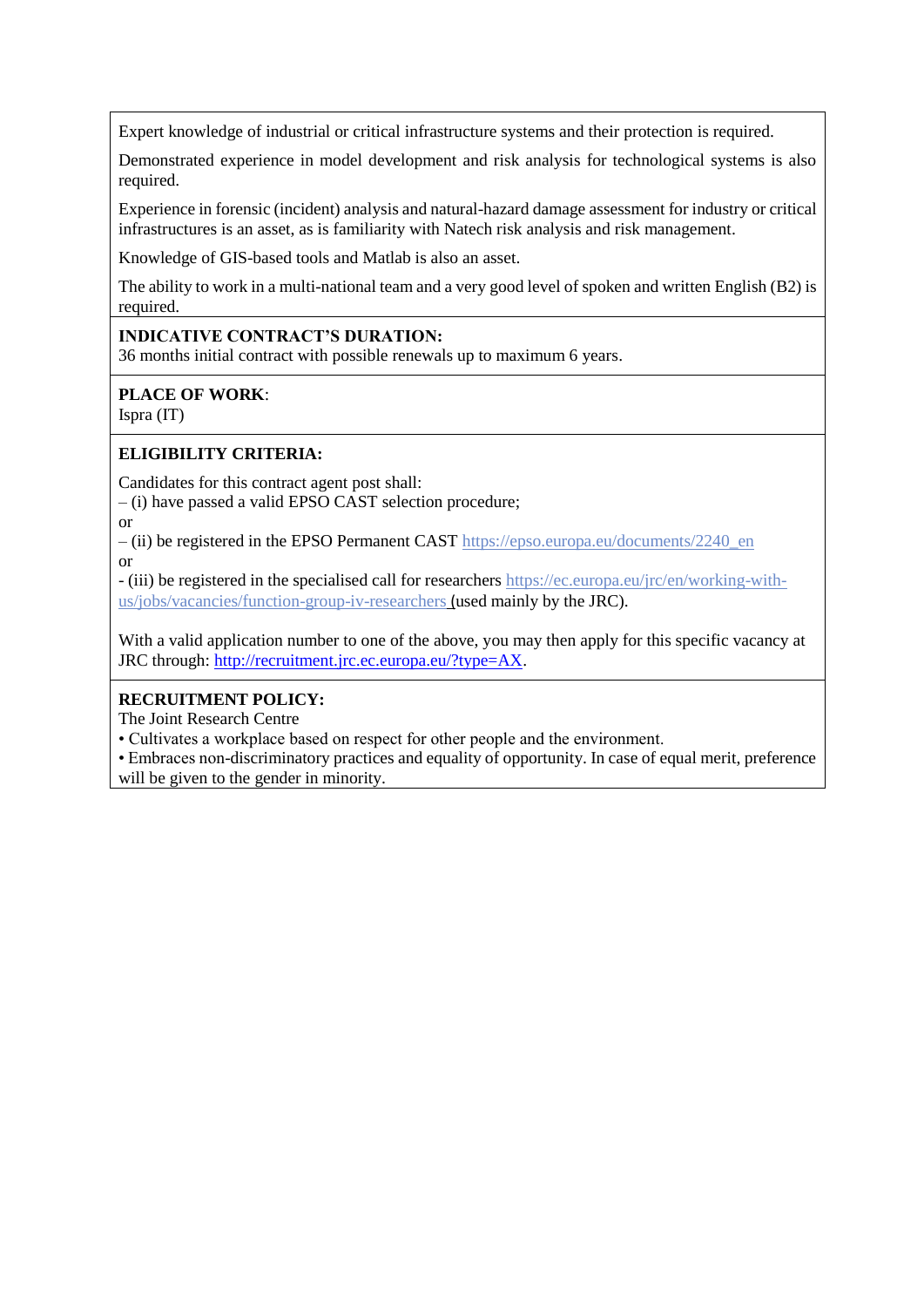Expert knowledge of industrial or critical infrastructure systems and their protection is required.

Demonstrated experience in model development and risk analysis for technological systems is also required.

Experience in forensic (incident) analysis and natural-hazard damage assessment for industry or critical infrastructures is an asset, as is familiarity with Natech risk analysis and risk management.

Knowledge of GIS-based tools and Matlab is also an asset.

The ability to work in a multi-national team and a very good level of spoken and written English (B2) is required.

**INDICATIVE CONTRACT'S DURATION:**
36 months initial contract with possible renewals up to maximum 6 years.

**PLACE OF WORK**:
Ispra (IT)

**ELIGIBILITY CRITERIA:**

Candidates for this contract agent post shall:
– (i) have passed a valid EPSO CAST selection procedure;
or
– (ii) be registered in the EPSO Permanent CAST https://epso.europa.eu/documents/2240_en
or
- (iii) be registered in the specialised call for researchers https://ec.europa.eu/jrc/en/working-with-us/jobs/vacancies/function-group-iv-researchers (used mainly by the JRC).

With a valid application number to one of the above, you may then apply for this specific vacancy at JRC through: http://recruitment.jrc.ec.europa.eu/?type=AX.

**RECRUITMENT POLICY:**
The Joint Research Centre
• Cultivates a workplace based on respect for other people and the environment.
• Embraces non-discriminatory practices and equality of opportunity. In case of equal merit, preference will be given to the gender in minority.